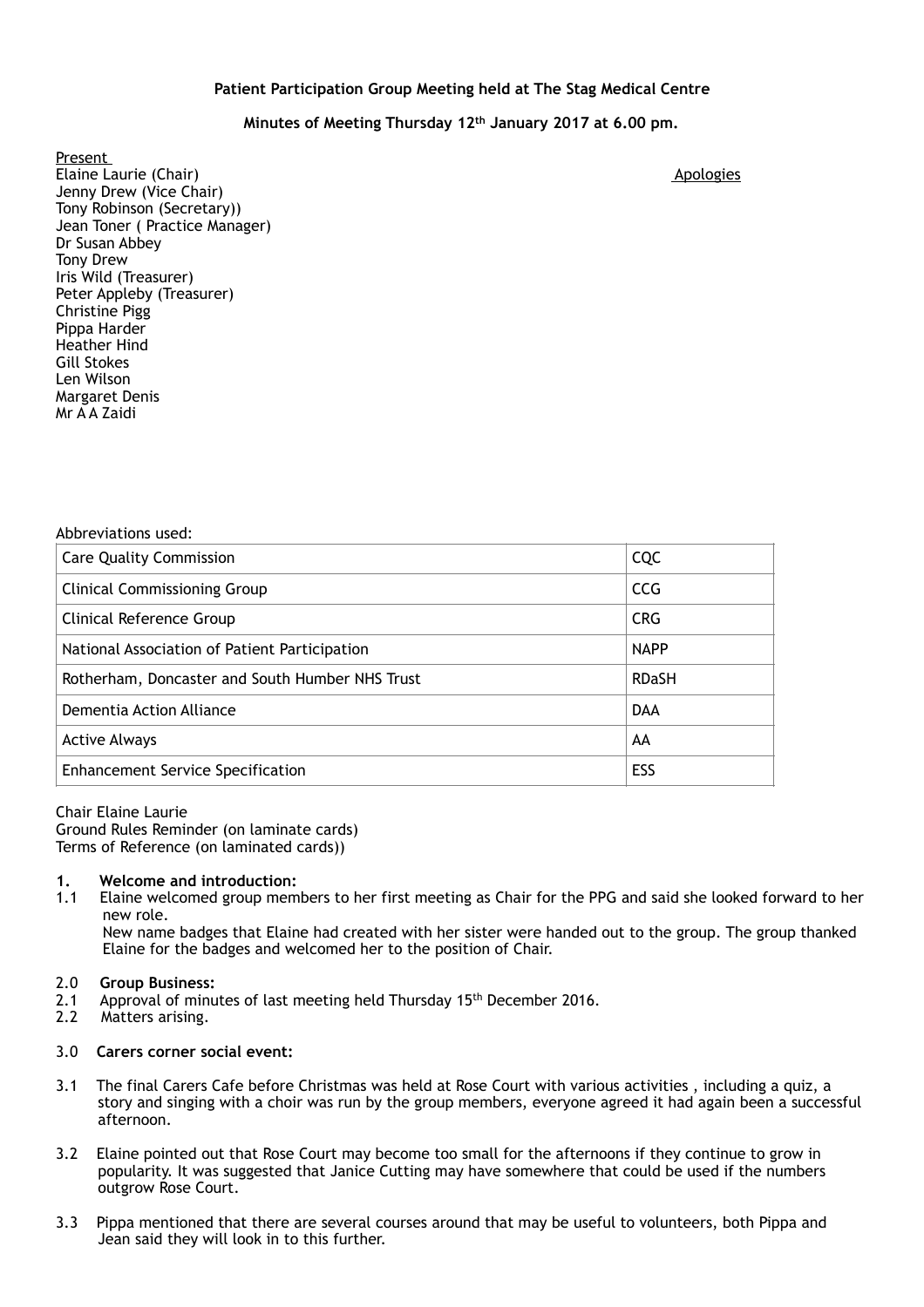**Patient Participation Group Meeting held at The Stag Medical Centre**

**Minutes of Meeting Thursday 12th January 2017 at 6.00 pm.**

Present

Elaine Laurie (Chair)
Jenny Drew (Vice Chair)
Tony Robinson (Secretary))
Jean Toner ( Practice Manager)
Dr Susan Abbey
Tony Drew
Iris Wild (Treasurer)
Peter Appleby (Treasurer)
Christine Pigg
Pippa Harder
Heather Hind
Gill Stokes
Len Wilson
Margaret Denis
Mr A A Zaidi

Apologies

Abbreviations used:

| | |
|---|---|
| Care Quality Commission | CQC |
| Clinical Commissioning Group | CCG |
| Clinical Reference Group | CRG |
| National Association of Patient Participation | NAPP |
| Rotherham, Doncaster and South Humber NHS Trust | RDaSH |
| Dementia Action Alliance | DAA |
| Active Always | AA |
| Enhancement Service Specification | ESS |

Chair Elaine Laurie
Ground Rules Reminder (on laminate cards)
Terms of Reference (on laminated cards))

**1. Welcome and introduction:**

1.1 Elaine welcomed group members to her first meeting as Chair for the PPG and said she looked forward to her new role.
New name badges that Elaine had created with her sister were handed out to the group. The group thanked Elaine for the badges and welcomed her to the position of Chair.

**2.0 Group Business:**

2.1 Approval of minutes of last meeting held Thursday 15th December 2016.

2.2 Matters arising.

**3.0 Carers corner social event:**

3.1 The final Carers Cafe before Christmas was held at Rose Court with various activities , including a quiz, a story and singing with a choir was run by the group members, everyone agreed it had again been a successful afternoon.

3.2 Elaine pointed out that Rose Court may become too small for the afternoons if they continue to grow in popularity. It was suggested that Janice Cutting may have somewhere that could be used if the numbers outgrow Rose Court.

3.3 Pippa mentioned that there are several courses around that may be useful to volunteers, both Pippa and Jean said they will look in to this further.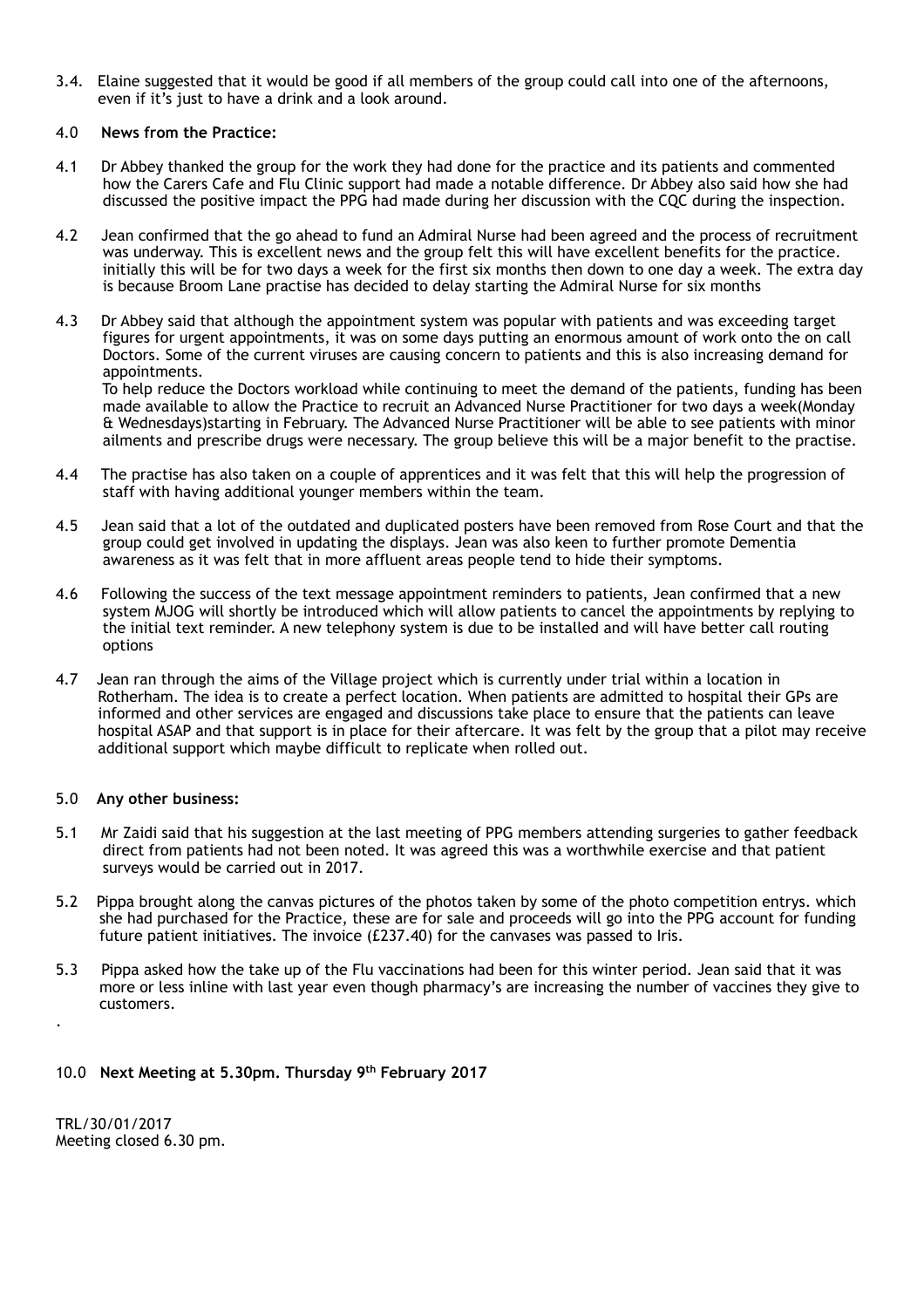3.4. Elaine suggested that it would be good if all members of the group could call into one of the afternoons, even if it's just to have a drink and a look around.

## 4.0 **News from the Practice:**

4.1 Dr Abbey thanked the group for the work they had done for the practice and its patients and commented how the Carers Cafe and Flu Clinic support had made a notable difference. Dr Abbey also said how she had discussed the positive impact the PPG had made during her discussion with the CQC during the inspection.

4.2 Jean confirmed that the go ahead to fund an Admiral Nurse had been agreed and the process of recruitment was underway. This is excellent news and the group felt this will have excellent benefits for the practice. initially this will be for two days a week for the first six months then down to one day a week. The extra day is because Broom Lane practise has decided to delay starting the Admiral Nurse for six months

4.3 Dr Abbey said that although the appointment system was popular with patients and was exceeding target figures for urgent appointments, it was on some days putting an enormous amount of work onto the on call Doctors. Some of the current viruses are causing concern to patients and this is also increasing demand for appointments.
To help reduce the Doctors workload while continuing to meet the demand of the patients, funding has been made available to allow the Practice to recruit an Advanced Nurse Practitioner for two days a week(Monday & Wednesdays)starting in February. The Advanced Nurse Practitioner will be able to see patients with minor ailments and prescribe drugs were necessary. The group believe this will be a major benefit to the practise.

4.4 The practise has also taken on a couple of apprentices and it was felt that this will help the progression of staff with having additional younger members within the team.

4.5 Jean said that a lot of the outdated and duplicated posters have been removed from Rose Court and that the group could get involved in updating the displays. Jean was also keen to further promote Dementia awareness as it was felt that in more affluent areas people tend to hide their symptoms.

4.6 Following the success of the text message appointment reminders to patients, Jean confirmed that a new system MJOG will shortly be introduced which will allow patients to cancel the appointments by replying to the initial text reminder. A new telephony system is due to be installed and will have better call routing options

4.7 Jean ran through the aims of the Village project which is currently under trial within a location in Rotherham. The idea is to create a perfect location. When patients are admitted to hospital their GPs are informed and other services are engaged and discussions take place to ensure that the patients can leave hospital ASAP and that support is in place for their aftercare. It was felt by the group that a pilot may receive additional support which maybe difficult to replicate when rolled out.

## 5.0 **Any other business:**

5.1 Mr Zaidi said that his suggestion at the last meeting of PPG members attending surgeries to gather feedback direct from patients had not been noted. It was agreed this was a worthwhile exercise and that patient surveys would be carried out in 2017.

5.2 Pippa brought along the canvas pictures of the photos taken by some of the photo competition entrys. which she had purchased for the Practice, these are for sale and proceeds will go into the PPG account for funding future patient initiatives. The invoice (£237.40) for the canvases was passed to Iris.

5.3 Pippa asked how the take up of the Flu vaccinations had been for this winter period. Jean said that it was more or less inline with last year even though pharmacy's are increasing the number of vaccines they give to customers.

.

## 10.0 **Next Meeting at 5.30pm. Thursday 9th February 2017**

TRL/30/01/2017
Meeting closed 6.30 pm.